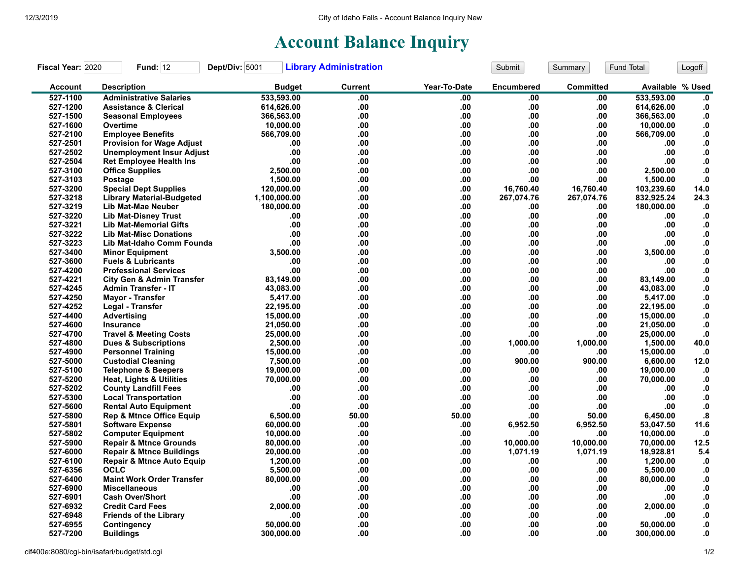# Account Balance Inquiry

**Fiscal Year:** 2020 **Fund:** 12 **Dept/Div:** 5001 **Library Administration**

Submit | Summary | Fund Total | Logoff

| Account | Description | Budget | Current | Year-To-Date | Encumbered | Committed | Available | % Used |
|---|---|---|---|---|---|---|---|---|
| 527-1100 | Administrative Salaries | 533,593.00 | .00 | .00 | .00 | .00 | 533,593.00 | .0 |
| 527-1200 | Assistance & Clerical | 614,626.00 | .00 | .00 | .00 | .00 | 614,626.00 | .0 |
| 527-1500 | Seasonal Employees | 366,563.00 | .00 | .00 | .00 | .00 | 366,563.00 | .0 |
| 527-1600 | Overtime | 10,000.00 | .00 | .00 | .00 | .00 | 10,000.00 | .0 |
| 527-2100 | Employee Benefits | 566,709.00 | .00 | .00 | .00 | .00 | 566,709.00 | .0 |
| 527-2501 | Provision for Wage Adjust | .00 | .00 | .00 | .00 | .00 | .00 | .0 |
| 527-2502 | Unemployment Insur Adjust | .00 | .00 | .00 | .00 | .00 | .00 | .0 |
| 527-2504 | Ret Employee Health Ins | .00 | .00 | .00 | .00 | .00 | .00 | .0 |
| 527-3100 | Office Supplies | 2,500.00 | .00 | .00 | .00 | .00 | 2,500.00 | .0 |
| 527-3103 | Postage | 1,500.00 | .00 | .00 | .00 | .00 | 1,500.00 | .0 |
| 527-3200 | Special Dept Supplies | 120,000.00 | .00 | .00 | 16,760.40 | 16,760.40 | 103,239.60 | 14.0 |
| 527-3218 | Library Material-Budgeted | 1,100,000.00 | .00 | .00 | 267,074.76 | 267,074.76 | 832,925.24 | 24.3 |
| 527-3219 | Lib Mat-Mae Neuber | 180,000.00 | .00 | .00 | .00 | .00 | 180,000.00 | .0 |
| 527-3220 | Lib Mat-Disney Trust | .00 | .00 | .00 | .00 | .00 | .00 | .0 |
| 527-3221 | Lib Mat-Memorial Gifts | .00 | .00 | .00 | .00 | .00 | .00 | .0 |
| 527-3222 | Lib Mat-Misc Donations | .00 | .00 | .00 | .00 | .00 | .00 | .0 |
| 527-3223 | Lib Mat-Idaho Comm Founda | .00 | .00 | .00 | .00 | .00 | .00 | .0 |
| 527-3400 | Minor Equipment | 3,500.00 | .00 | .00 | .00 | .00 | 3,500.00 | .0 |
| 527-3600 | Fuels & Lubricants | .00 | .00 | .00 | .00 | .00 | .00 | .0 |
| 527-4200 | Professional Services | .00 | .00 | .00 | .00 | .00 | .00 | .0 |
| 527-4221 | City Gen & Admin Transfer | 83,149.00 | .00 | .00 | .00 | .00 | 83,149.00 | .0 |
| 527-4245 | Admin Transfer - IT | 43,083.00 | .00 | .00 | .00 | .00 | 43,083.00 | .0 |
| 527-4250 | Mayor - Transfer | 5,417.00 | .00 | .00 | .00 | .00 | 5,417.00 | .0 |
| 527-4252 | Legal - Transfer | 22,195.00 | .00 | .00 | .00 | .00 | 22,195.00 | .0 |
| 527-4400 | Advertising | 15,000.00 | .00 | .00 | .00 | .00 | 15,000.00 | .0 |
| 527-4600 | Insurance | 21,050.00 | .00 | .00 | .00 | .00 | 21,050.00 | .0 |
| 527-4700 | Travel & Meeting Costs | 25,000.00 | .00 | .00 | .00 | .00 | 25,000.00 | .0 |
| 527-4800 | Dues & Subscriptions | 2,500.00 | .00 | .00 | 1,000.00 | 1,000.00 | 1,500.00 | 40.0 |
| 527-4900 | Personnel Training | 15,000.00 | .00 | .00 | .00 | .00 | 15,000.00 | .0 |
| 527-5000 | Custodial Cleaning | 7,500.00 | .00 | .00 | 900.00 | 900.00 | 6,600.00 | 12.0 |
| 527-5100 | Telephone & Beepers | 19,000.00 | .00 | .00 | .00 | .00 | 19,000.00 | .0 |
| 527-5200 | Heat, Lights & Utilities | 70,000.00 | .00 | .00 | .00 | .00 | 70,000.00 | .0 |
| 527-5202 | County Landfill Fees | .00 | .00 | .00 | .00 | .00 | .00 | .0 |
| 527-5300 | Local Transportation | .00 | .00 | .00 | .00 | .00 | .00 | .0 |
| 527-5600 | Rental Auto Equipment | .00 | .00 | .00 | .00 | .00 | .00 | .0 |
| 527-5800 | Rep & Mtnce Office Equip | 6,500.00 | 50.00 | 50.00 | .00 | 50.00 | 6,450.00 | .8 |
| 527-5801 | Software Expense | 60,000.00 | .00 | .00 | 6,952.50 | 6,952.50 | 53,047.50 | 11.6 |
| 527-5802 | Computer Equipment | 10,000.00 | .00 | .00 | .00 | .00 | 10,000.00 | .0 |
| 527-5900 | Repair & Mtnce Grounds | 80,000.00 | .00 | .00 | 10,000.00 | 10,000.00 | 70,000.00 | 12.5 |
| 527-6000 | Repair & Mtnce Buildings | 20,000.00 | .00 | .00 | 1,071.19 | 1,071.19 | 18,928.81 | 5.4 |
| 527-6100 | Repair & Mtnce Auto Equip | 1,200.00 | .00 | .00 | .00 | .00 | 1,200.00 | .0 |
| 527-6356 | OCLC | 5,500.00 | .00 | .00 | .00 | .00 | 5,500.00 | .0 |
| 527-6400 | Maint Work Order Transfer | 80,000.00 | .00 | .00 | .00 | .00 | 80,000.00 | .0 |
| 527-6900 | Miscellaneous | .00 | .00 | .00 | .00 | .00 | .00 | .0 |
| 527-6901 | Cash Over/Short | .00 | .00 | .00 | .00 | .00 | .00 | .0 |
| 527-6932 | Credit Card Fees | 2,000.00 | .00 | .00 | .00 | .00 | 2,000.00 | .0 |
| 527-6948 | Friends of the Library | .00 | .00 | .00 | .00 | .00 | .00 | .0 |
| 527-6955 | Contingency | 50,000.00 | .00 | .00 | .00 | .00 | 50,000.00 | .0 |
| 527-7200 | Buildings | 300,000.00 | .00 | .00 | .00 | .00 | 300,000.00 | .0 |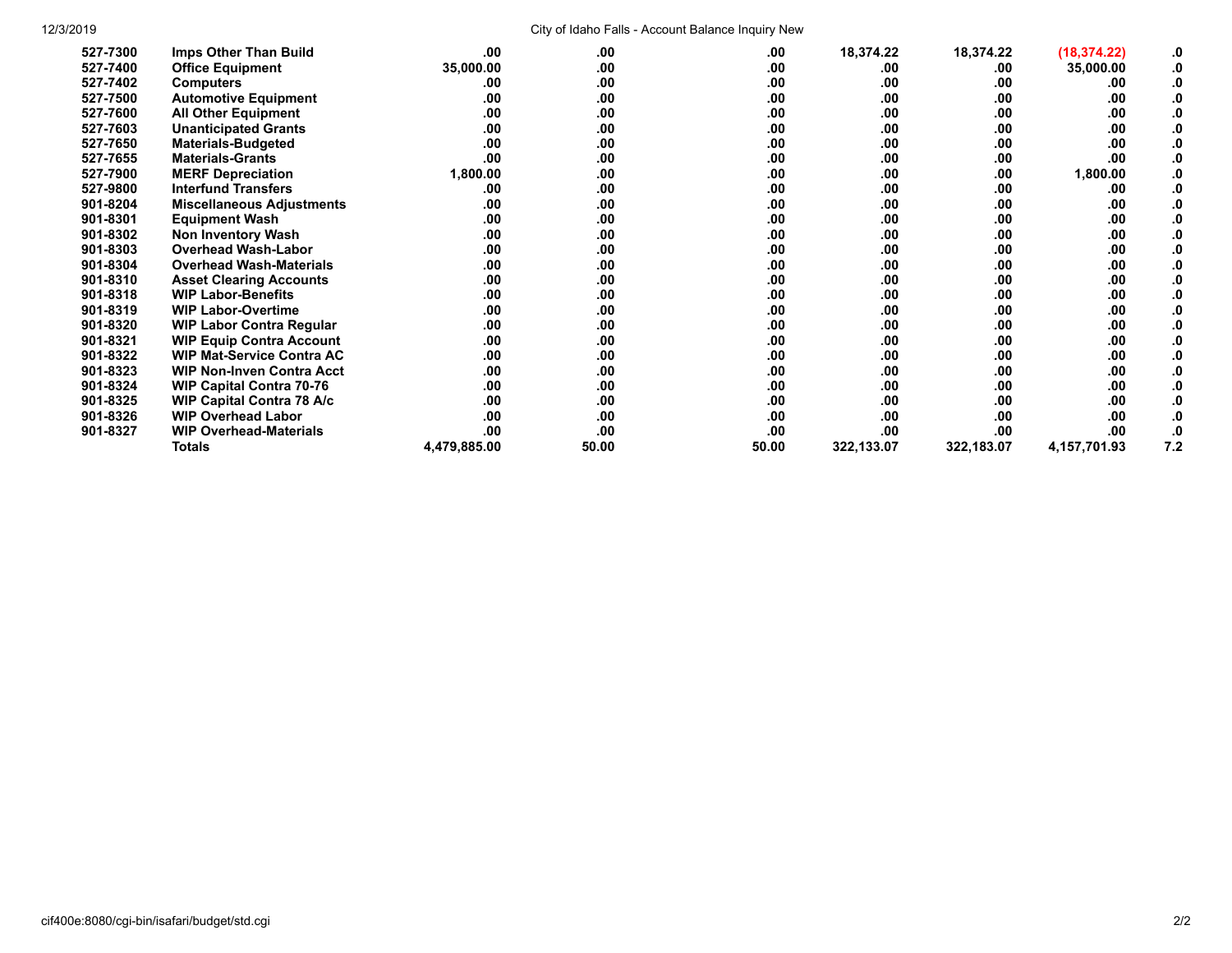| | | | | | | | | |
|---|---|---|---|---|---|---|---|---|
| 527-7300 | Imps Other Than Build | .00 | .00 | .00 | 18,374.22 | 18,374.22 | (18,374.22) | .0 |
| 527-7400 | Office Equipment | 35,000.00 | .00 | .00 | .00 | .00 | 35,000.00 | .0 |
| 527-7402 | Computers | .00 | .00 | .00 | .00 | .00 | .00 | .0 |
| 527-7500 | Automotive Equipment | .00 | .00 | .00 | .00 | .00 | .00 | .0 |
| 527-7600 | All Other Equipment | .00 | .00 | .00 | .00 | .00 | .00 | .0 |
| 527-7603 | Unanticipated Grants | .00 | .00 | .00 | .00 | .00 | .00 | .0 |
| 527-7650 | Materials-Budgeted | .00 | .00 | .00 | .00 | .00 | .00 | .0 |
| 527-7655 | Materials-Grants | .00 | .00 | .00 | .00 | .00 | .00 | .0 |
| 527-7900 | MERF Depreciation | 1,800.00 | .00 | .00 | .00 | .00 | 1,800.00 | .0 |
| 527-9800 | Interfund Transfers | .00 | .00 | .00 | .00 | .00 | .00 | .0 |
| 901-8204 | Miscellaneous Adjustments | .00 | .00 | .00 | .00 | .00 | .00 | .0 |
| 901-8301 | Equipment Wash | .00 | .00 | .00 | .00 | .00 | .00 | .0 |
| 901-8302 | Non Inventory Wash | .00 | .00 | .00 | .00 | .00 | .00 | .0 |
| 901-8303 | Overhead Wash-Labor | .00 | .00 | .00 | .00 | .00 | .00 | .0 |
| 901-8304 | Overhead Wash-Materials | .00 | .00 | .00 | .00 | .00 | .00 | .0 |
| 901-8310 | Asset Clearing Accounts | .00 | .00 | .00 | .00 | .00 | .00 | .0 |
| 901-8318 | WIP Labor-Benefits | .00 | .00 | .00 | .00 | .00 | .00 | .0 |
| 901-8319 | WIP Labor-Overtime | .00 | .00 | .00 | .00 | .00 | .00 | .0 |
| 901-8320 | WIP Labor Contra Regular | .00 | .00 | .00 | .00 | .00 | .00 | .0 |
| 901-8321 | WIP Equip Contra Account | .00 | .00 | .00 | .00 | .00 | .00 | .0 |
| 901-8322 | WIP Mat-Service Contra AC | .00 | .00 | .00 | .00 | .00 | .00 | .0 |
| 901-8323 | WIP Non-Inven Contra Acct | .00 | .00 | .00 | .00 | .00 | .00 | .0 |
| 901-8324 | WIP Capital Contra 70-76 | .00 | .00 | .00 | .00 | .00 | .00 | .0 |
| 901-8325 | WIP Capital Contra 78 A/c | .00 | .00 | .00 | .00 | .00 | .00 | .0 |
| 901-8326 | WIP Overhead Labor | .00 | .00 | .00 | .00 | .00 | .00 | .0 |
| 901-8327 | WIP Overhead-Materials | .00 | .00 | .00 | .00 | .00 | .00 | .0 |
| | Totals | 4,479,885.00 | 50.00 | 50.00 | 322,133.07 | 322,183.07 | 4,157,701.93 | 7.2 |